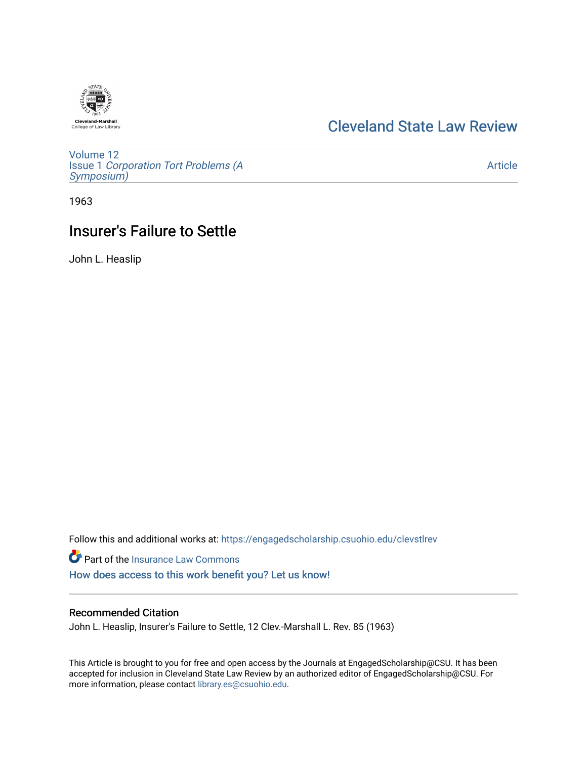Cleveland-Marshall
College of Law Library

# Cleveland State Law Review

Volume 12
Issue 1 *Corporation Tort Problems (A Symposium)*

Article

1963

## Insurer's Failure to Settle

John L. Heaslip

Follow this and additional works at: https://engagedscholarship.csuohio.edu/clevstlrev

Part of the Insurance Law Commons

How does access to this work benefit you? Let us know!

### Recommended Citation

John L. Heaslip, Insurer's Failure to Settle, 12 Clev.-Marshall L. Rev. 85 (1963)

This Article is brought to you for free and open access by the Journals at EngagedScholarship@CSU. It has been accepted for inclusion in Cleveland State Law Review by an authorized editor of EngagedScholarship@CSU. For more information, please contact library.es@csuohio.edu.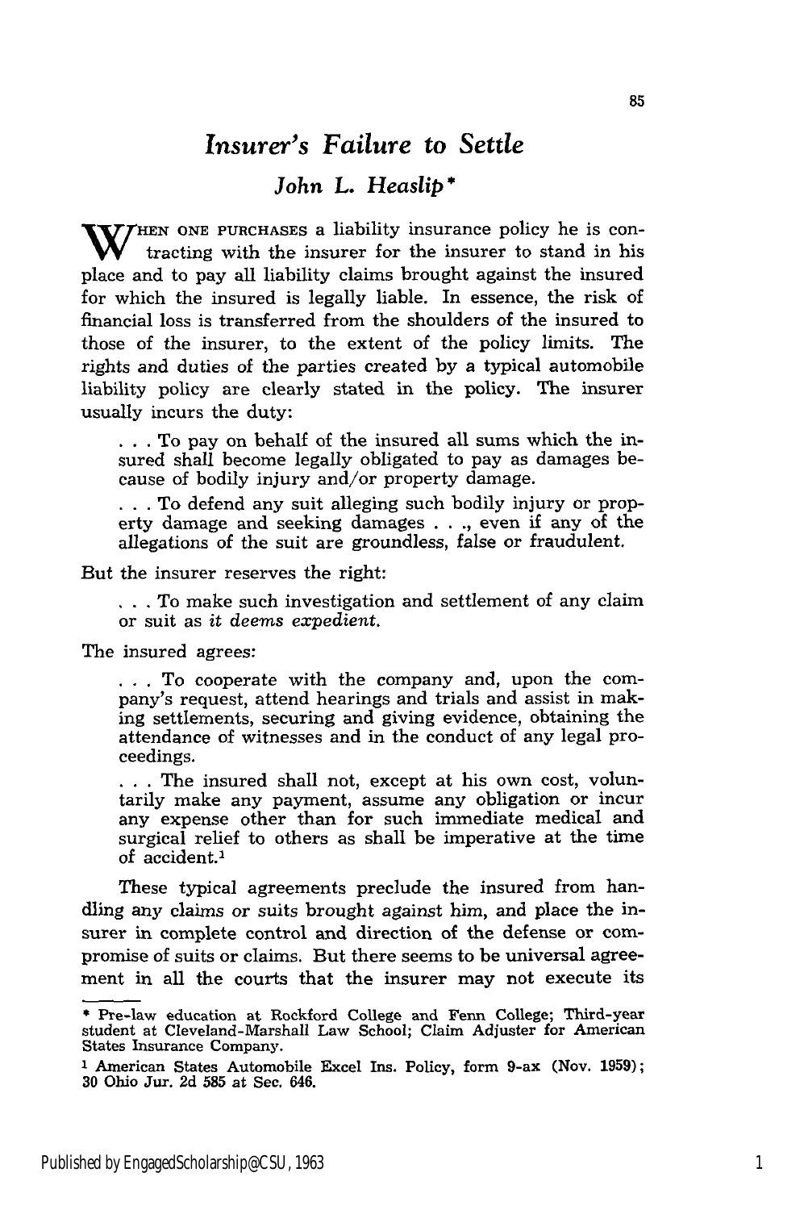# *Insurer's Failure to Settle*

## *John L. Heaslip*[*]

WHEN ONE PURCHASES a liability insurance policy he is contracting with the insurer for the insurer to stand in his place and to pay all liability claims brought against the insured for which the insured is legally liable. In essence, the risk of financial loss is transferred from the shoulders of the insured to those of the insurer, to the extent of the policy limits. The rights and duties of the parties created by a typical automobile liability policy are clearly stated in the policy. The insurer usually incurs the duty:

> . . . To pay on behalf of the insured all sums which the insured shall become legally obligated to pay as damages because of bodily injury and/or property damage.
>
> . . . To defend any suit alleging such bodily injury or property damage and seeking damages . . ., even if any of the allegations of the suit are groundless, false or fraudulent.

But the insurer reserves the right:

> . . . To make such investigation and settlement of any claim or suit as *it deems expedient.*

The insured agrees:

> . . . To cooperate with the company and, upon the company's request, attend hearings and trials and assist in making settlements, securing and giving evidence, obtaining the attendance of witnesses and in the conduct of any legal proceedings.
>
> . . . The insured shall not, except at his own cost, voluntarily make any payment, assume any obligation or incur any expense other than for such immediate medical and surgical relief to others as shall be imperative at the time of accident.[1]

These typical agreements preclude the insured from handling any claims or suits brought against him, and place the insurer in complete control and direction of the defense or compromise of suits or claims. But there seems to be universal agreement in all the courts that the insurer may not execute its

---

[*] Pre-law education at Rockford College and Fenn College; Third-year student at Cleveland-Marshall Law School; Claim Adjuster for American States Insurance Company.

[1] American States Automobile Excel Ins. Policy, form 9-ax (Nov. 1959); 30 Ohio Jur. 2d 585 at Sec. 646.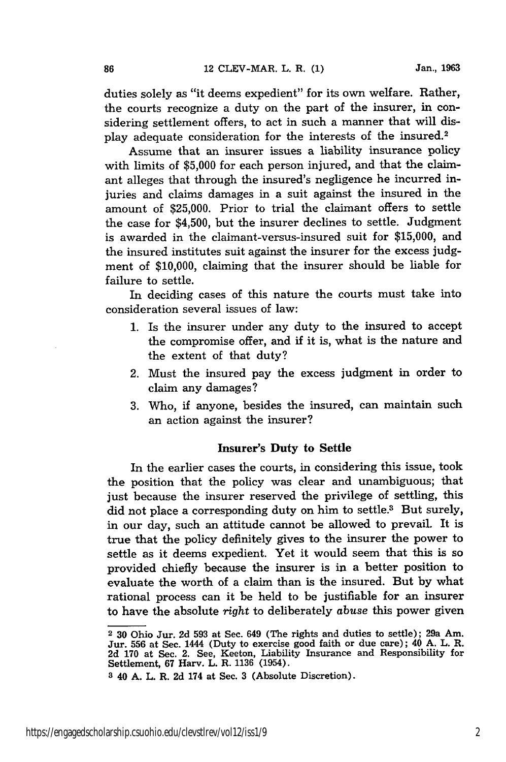duties solely as "it deems expedient" for its own welfare. Rather, the courts recognize a duty on the part of the insurer, in considering settlement offers, to act in such a manner that will display adequate consideration for the interests of the insured.[2]

Assume that an insurer issues a liability insurance policy with limits of $5,000 for each person injured, and that the claimant alleges that through the insured's negligence he incurred injuries and claims damages in a suit against the insured in the amount of $25,000. Prior to trial the claimant offers to settle the case for $4,500, but the insurer declines to settle. Judgment is awarded in the claimant-versus-insured suit for $15,000, and the insured institutes suit against the insurer for the excess judgment of $10,000, claiming that the insurer should be liable for failure to settle.

In deciding cases of this nature the courts must take into consideration several issues of law:

1. Is the insurer under any duty to the insured to accept the compromise offer, and if it is, what is the nature and the extent of that duty?
2. Must the insured pay the excess judgment in order to claim any damages?
3. Who, if anyone, besides the insured, can maintain such an action against the insurer?

### Insurer's Duty to Settle

In the earlier cases the courts, in considering this issue, took the position that the policy was clear and unambiguous; that just because the insurer reserved the privilege of settling, this did not place a corresponding duty on him to settle.[3] But surely, in our day, such an attitude cannot be allowed to prevail. It is true that the policy definitely gives to the insurer the power to settle as it deems expedient. Yet it would seem that this is so provided chiefly because the insurer is in a better position to evaluate the worth of a claim than is the insured. But by what rational process can it be held to be justifiable for an insurer to have the absolute *right* to deliberately *abuse* this power given

---

[2] 30 Ohio Jur. 2d 593 at Sec. 649 (The rights and duties to settle); 29a Am. Jur. 556 at Sec. 1444 (Duty to exercise good faith or due care); 40 A. L. R. 2d 170 at Sec. 2. See, Keeton, Liability Insurance and Responsibility for Settlement, 67 Harv. L. R. 1136 (1954).

[3] 40 A. L. R. 2d 174 at Sec. 3 (Absolute Discretion).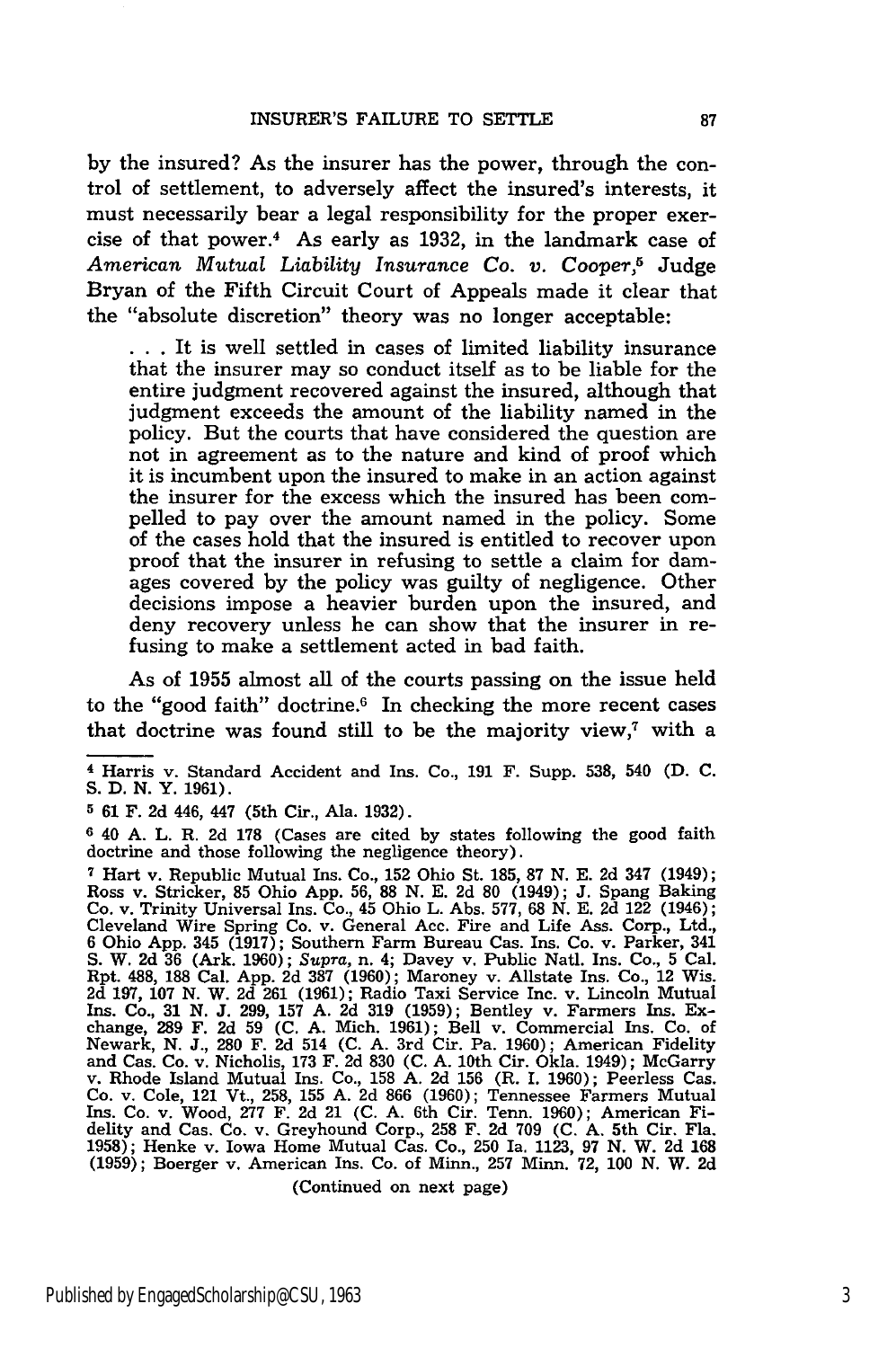by the insured? As the insurer has the power, through the control of settlement, to adversely affect the insured's interests, it must necessarily bear a legal responsibility for the proper exercise of that power.[4] As early as 1932, in the landmark case of *American Mutual Liability Insurance Co. v. Cooper*,[5] Judge Bryan of the Fifth Circuit Court of Appeals made it clear that the "absolute discretion" theory was no longer acceptable:

> . . . It is well settled in cases of limited liability insurance that the insurer may so conduct itself as to be liable for the entire judgment recovered against the insured, although that judgment exceeds the amount of the liability named in the policy. But the courts that have considered the question are not in agreement as to the nature and kind of proof which it is incumbent upon the insured to make in an action against the insurer for the excess which the insured has been compelled to pay over the amount named in the policy. Some of the cases hold that the insured is entitled to recover upon proof that the insurer in refusing to settle a claim for damages covered by the policy was guilty of negligence. Other decisions impose a heavier burden upon the insured, and deny recovery unless he can show that the insurer in refusing to make a settlement acted in bad faith.

As of 1955 almost all of the courts passing on the issue held to the "good faith" doctrine.[6] In checking the more recent cases that doctrine was found still to be the majority view,[7] with a

---

[4] Harris v. Standard Accident and Ins. Co., 191 F. Supp. 538, 540 (D. C. S. D. N. Y. 1961).

[5] 61 F. 2d 446, 447 (5th Cir., Ala. 1932).

[6] 40 A. L. R. 2d 178 (Cases are cited by states following the good faith doctrine and those following the negligence theory).

[7] Hart v. Republic Mutual Ins. Co., 152 Ohio St. 185, 87 N. E. 2d 347 (1949); Ross v. Stricker, 85 Ohio App. 56, 88 N. E. 2d 80 (1949); J. Spang Baking Co. v. Trinity Universal Ins. Co., 45 Ohio L. Abs. 577, 68 N. E. 2d 122 (1946); Cleveland Wire Spring Co. v. General Acc. Fire and Life Ass. Corp., Ltd., 6 Ohio App. 345 (1917); Southern Farm Bureau Cas. Ins. Co. v. Parker, 341 S. W. 2d 36 (Ark. 1960); *Supra*, n. 4; Davey v. Public Natl. Ins. Co., 5 Cal. Rpt. 488, 188 Cal. App. 2d 387 (1960); Maroney v. Allstate Ins. Co., 12 Wis. 2d 197, 107 N. W. 2d 261 (1961); Radio Taxi Service Inc. v. Lincoln Mutual Ins. Co., 31 N. J. 299, 157 A. 2d 319 (1959); Bentley v. Farmers Ins. Exchange, 289 F. 2d 59 (C. A. Mich. 1961); Bell v. Commercial Ins. Co. of Newark, N. J., 280 F. 2d 514 (C. A. 3rd Cir. Pa. 1960); American Fidelity and Cas. Co. v. Nicholis, 173 F. 2d 830 (C. A. 10th Cir. Okla. 1949); McGarry v. Rhode Island Mutual Ins. Co., 158 A. 2d 156 (R. I. 1960); Peerless Cas. Co. v. Cole, 121 Vt., 258, 155 A. 2d 866 (1960); Tennessee Farmers Mutual Ins. Co. v. Wood, 277 F. 2d 21 (C. A. 6th Cir. Tenn. 1960); American Fidelity and Cas. Co. v. Greyhound Corp., 258 F. 2d 709 (C. A. 5th Cir. Fla. 1958); Henke v. Iowa Home Mutual Cas. Co., 250 Ia. 1123, 97 N. W. 2d 168 (1959); Boerger v. American Ins. Co. of Minn., 257 Minn. 72, 100 N. W. 2d

(Continued on next page)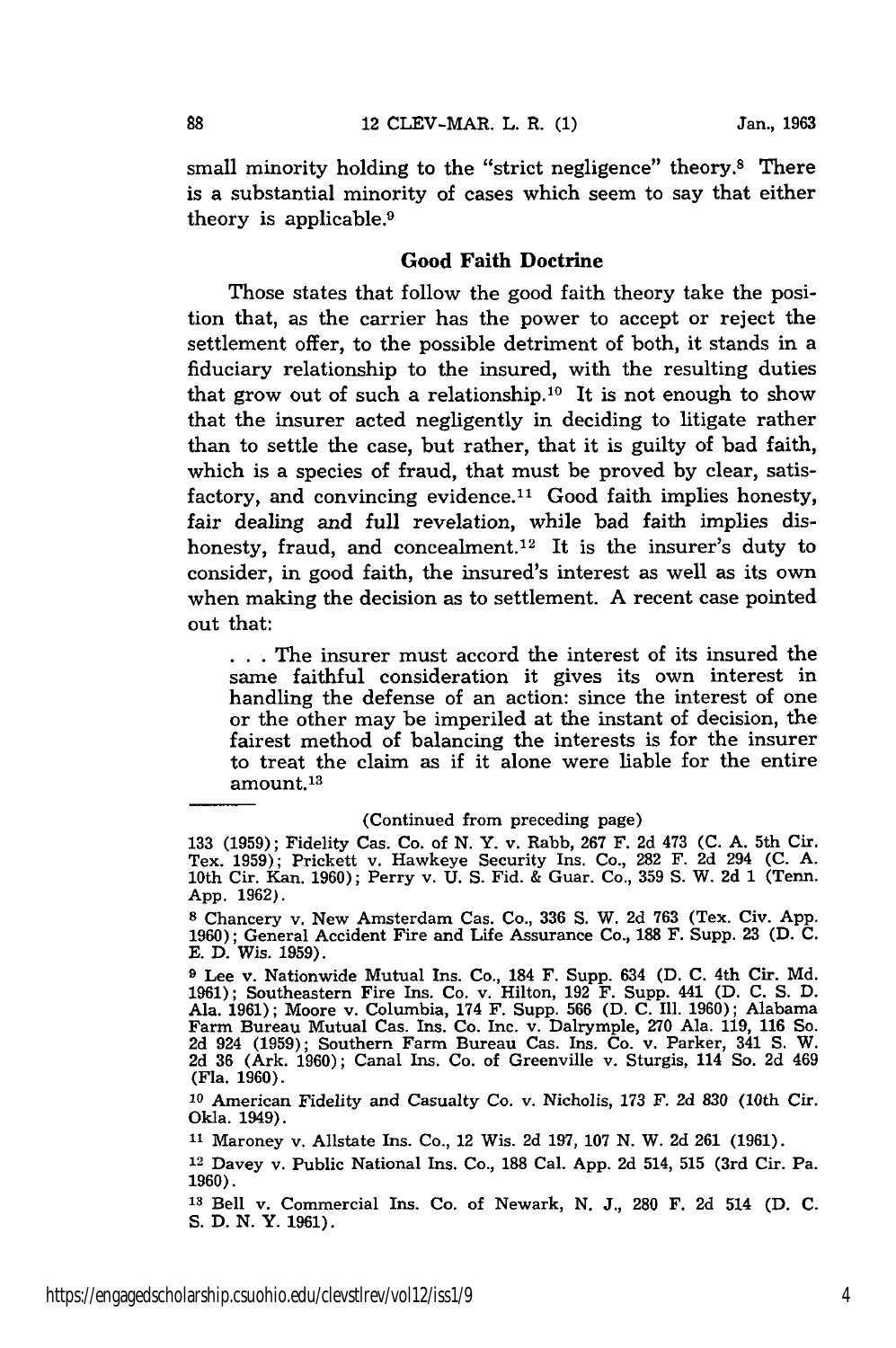small minority holding to the "strict negligence" theory.[8] There is a substantial minority of cases which seem to say that either theory is applicable.[9]

## Good Faith Doctrine

Those states that follow the good faith theory take the position that, as the carrier has the power to accept or reject the settlement offer, to the possible detriment of both, it stands in a fiduciary relationship to the insured, with the resulting duties that grow out of such a relationship.[10] It is not enough to show that the insurer acted negligently in deciding to litigate rather than to settle the case, but rather, that it is guilty of bad faith, which is a species of fraud, that must be proved by clear, satisfactory, and convincing evidence.[11] Good faith implies honesty, fair dealing and full revelation, while bad faith implies dishonesty, fraud, and concealment.[12] It is the insurer's duty to consider, in good faith, the insured's interest as well as its own when making the decision as to settlement. A recent case pointed out that:

> . . . The insurer must accord the interest of its insured the same faithful consideration it gives its own interest in handling the defense of an action: since the interest of one or the other may be imperiled at the instant of decision, the fairest method of balancing the interests is for the insurer to treat the claim as if it alone were liable for the entire amount.[13]

---

(Continued from preceding page)

133 (1959); Fidelity Cas. Co. of N. Y. v. Rabb, 267 F. 2d 473 (C. A. 5th Cir. Tex. 1959); Prickett v. Hawkeye Security Ins. Co., 282 F. 2d 294 (C. A. 10th Cir. Kan. 1960); Perry v. U. S. Fid. & Guar. Co., 359 S. W. 2d 1 (Tenn. App. 1962).

8 Chancery v. New Amsterdam Cas. Co., 336 S. W. 2d 763 (Tex. Civ. App. 1960); General Accident Fire and Life Assurance Co., 188 F. Supp. 23 (D. C. E. D. Wis. 1959).

9 Lee v. Nationwide Mutual Ins. Co., 184 F. Supp. 634 (D. C. 4th Cir. Md. 1961); Southeastern Fire Ins. Co. v. Hilton, 192 F. Supp. 441 (D. C. S. D. Ala. 1961); Moore v. Columbia, 174 F. Supp. 566 (D. C. Ill. 1960); Alabama Farm Bureau Mutual Cas. Ins. Co. Inc. v. Dalrymple, 270 Ala. 119, 116 So. 2d 924 (1959); Southern Farm Bureau Cas. Ins. Co. v. Parker, 341 S. W. 2d 36 (Ark. 1960); Canal Ins. Co. of Greenville v. Sturgis, 114 So. 2d 469 (Fla. 1960).

10 American Fidelity and Casualty Co. v. Nicholis, 173 F. 2d 830 (10th Cir. Okla. 1949).

11 Maroney v. Allstate Ins. Co., 12 Wis. 2d 197, 107 N. W. 2d 261 (1961).

12 Davey v. Public National Ins. Co., 188 Cal. App. 2d 514, 515 (3rd Cir. Pa. 1960).

13 Bell v. Commercial Ins. Co. of Newark, N. J., 280 F. 2d 514 (D. C. S. D. N. Y. 1961).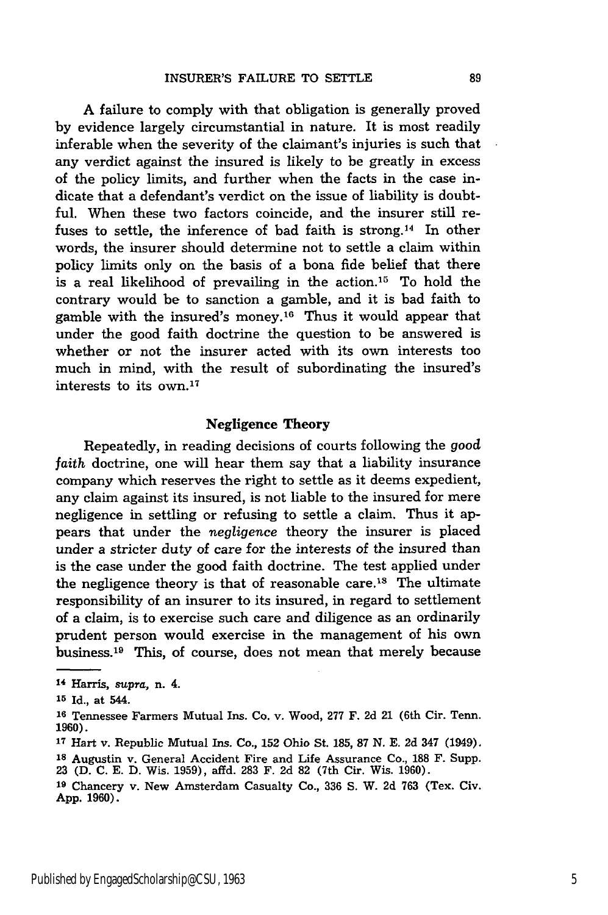A failure to comply with that obligation is generally proved by evidence largely circumstantial in nature. It is most readily inferable when the severity of the claimant's injuries is such that any verdict against the insured is likely to be greatly in excess of the policy limits, and further when the facts in the case indicate that a defendant's verdict on the issue of liability is doubtful. When these two factors coincide, and the insurer still refuses to settle, the inference of bad faith is strong.[14] In other words, the insurer should determine not to settle a claim within policy limits only on the basis of a bona fide belief that there is a real likelihood of prevailing in the action.[15] To hold the contrary would be to sanction a gamble, and it is bad faith to gamble with the insured's money.[16] Thus it would appear that under the good faith doctrine the question to be answered is whether or not the insurer acted with its own interests too much in mind, with the result of subordinating the insured's interests to its own.[17]

## Negligence Theory

Repeatedly, in reading decisions of courts following the *good faith* doctrine, one will hear them say that a liability insurance company which reserves the right to settle as it deems expedient, any claim against its insured, is not liable to the insured for mere negligence in settling or refusing to settle a claim. Thus it appears that under the *negligence* theory the insurer is placed under a stricter duty of care for the interests of the insured than is the case under the good faith doctrine. The test applied under the negligence theory is that of reasonable care.[18] The ultimate responsibility of an insurer to its insured, in regard to settlement of a claim, is to exercise such care and diligence as an ordinarily prudent person would exercise in the management of his own business.[19] This, of course, does not mean that merely because

---

[14] Harris, *supra*, n. 4.

[15] Id., at 544.

[16] Tennessee Farmers Mutual Ins. Co. v. Wood, 277 F. 2d 21 (6th Cir. Tenn. 1960).

[17] Hart v. Republic Mutual Ins. Co., 152 Ohio St. 185, 87 N. E. 2d 347 (1949).

[18] Augustin v. General Accident Fire and Life Assurance Co., 188 F. Supp. 23 (D. C. E. D. Wis. 1959), affd. 283 F. 2d 82 (7th Cir. Wis. 1960).

[19] Chancery v. New Amsterdam Casualty Co., 336 S. W. 2d 763 (Tex. Civ. App. 1960).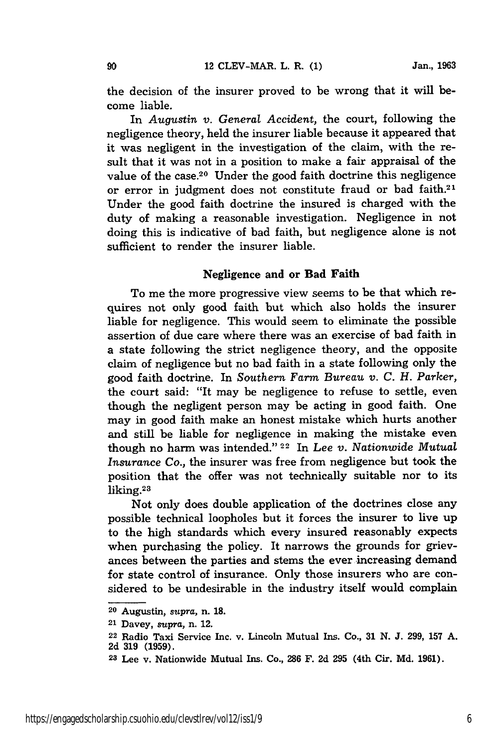the decision of the insurer proved to be wrong that it will become liable.

In *Augustin v. General Accident*, the court, following the negligence theory, held the insurer liable because it appeared that it was negligent in the investigation of the claim, with the result that it was not in a position to make a fair appraisal of the value of the case.[20] Under the good faith doctrine this negligence or error in judgment does not constitute fraud or bad faith.[21] Under the good faith doctrine the insured is charged with the duty of making a reasonable investigation. Negligence in not doing this is indicative of bad faith, but negligence alone is not sufficient to render the insurer liable.

## Negligence and or Bad Faith

To me the more progressive view seems to be that which requires not only good faith but which also holds the insurer liable for negligence. This would seem to eliminate the possible assertion of due care where there was an exercise of bad faith in a state following the strict negligence theory, and the opposite claim of negligence but no bad faith in a state following only the good faith doctrine. In *Southern Farm Bureau v. C. H. Parker*, the court said: "It may be negligence to refuse to settle, even though the negligent person may be acting in good faith. One may in good faith make an honest mistake which hurts another and still be liable for negligence in making the mistake even though no harm was intended." [22] In *Lee v. Nationwide Mutual Insurance Co.*, the insurer was free from negligence but took the position that the offer was not technically suitable nor to its liking.[23]

Not only does double application of the doctrines close any possible technical loopholes but it forces the insurer to live up to the high standards which every insured reasonably expects when purchasing the policy. It narrows the grounds for grievances between the parties and stems the ever increasing demand for state control of insurance. Only those insurers who are considered to be undesirable in the industry itself would complain

---

[20] Augustin, *supra*, n. 18.

[21] Davey, *supra*, n. 12.

[22] Radio Taxi Service Inc. v. Lincoln Mutual Ins. Co., 31 N. J. 299, 157 A. 2d 319 (1959).

[23] Lee v. Nationwide Mutual Ins. Co., 286 F. 2d 295 (4th Cir. Md. 1961).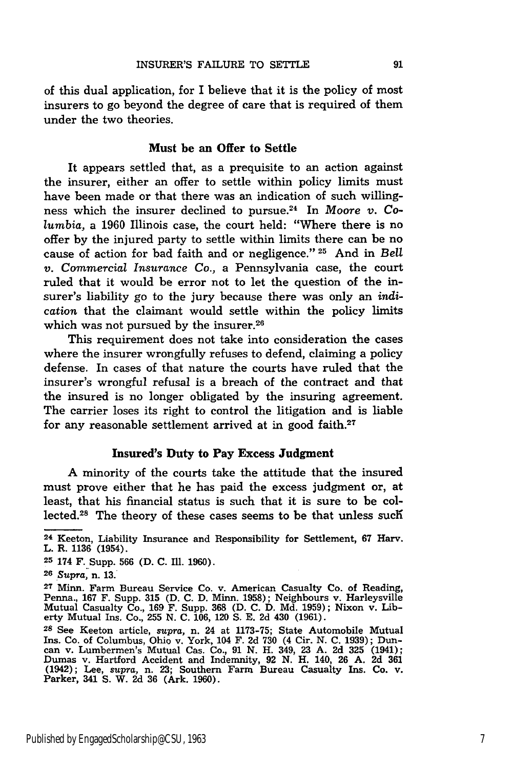of this dual application, for I believe that it is the policy of most insurers to go beyond the degree of care that is required of them under the two theories.

### Must be an Offer to Settle

It appears settled that, as a prequisite to an action against the insurer, either an offer to settle within policy limits must have been made or that there was an indication of such willingness which the insurer declined to pursue.[24] In *Moore v. Columbia*, a 1960 Illinois case, the court held: "Where there is no offer by the injured party to settle within limits there can be no cause of action for bad faith and or negligence."[25] And in *Bell v. Commercial Insurance Co.*, a Pennsylvania case, the court ruled that it would be error not to let the question of the insurer's liability go to the jury because there was only an *indication* that the claimant would settle within the policy limits which was not pursued by the insurer.[26]

This requirement does not take into consideration the cases where the insurer wrongfully refuses to defend, claiming a policy defense. In cases of that nature the courts have ruled that the insurer's wrongful refusal is a breach of the contract and that the insured is no longer obligated by the insuring agreement. The carrier loses its right to control the litigation and is liable for any reasonable settlement arrived at in good faith.[27]

### Insured's Duty to Pay Excess Judgment

A minority of the courts take the attitude that the insured must prove either that he has paid the excess judgment or, at least, that his financial status is such that it is sure to be collected.[28] The theory of these cases seems to be that unless such

---

24 Keeton, Liability Insurance and Responsibility for Settlement, 67 Harv. L. R. 1136 (1954).

25 174 F. Supp. 566 (D. C. Ill. 1960).

26 *Supra*, n. 13.

27 Minn. Farm Bureau Service Co. v. American Casualty Co. of Reading, Penna., 167 F. Supp. 315 (D. C. D. Minn. 1958); Neighbours v. Harleysville Mutual Casualty Co., 169 F. Supp. 368 (D. C. D. Md. 1959); Nixon v. Liberty Mutual Ins. Co., 255 N. C. 106, 120 S. E. 2d 430 (1961).

28 See Keeton article, *supra*, n. 24 at 1173-75; State Automobile Mutual Ins. Co. of Columbus, Ohio v. York, 104 F. 2d 730 (4 Cir. N. C. 1939); Duncan v. Lumbermen's Mutual Cas. Co., 91 N. H. 349, 23 A. 2d 325 (1941); Dumas v. Hartford Accident and Indemnity, 92 N. H. 140, 26 A. 2d 361 (1942); Lee, *supra*, n. 23; Southern Farm Bureau Casualty Ins. Co. v. Parker, 341 S. W. 2d 36 (Ark. 1960).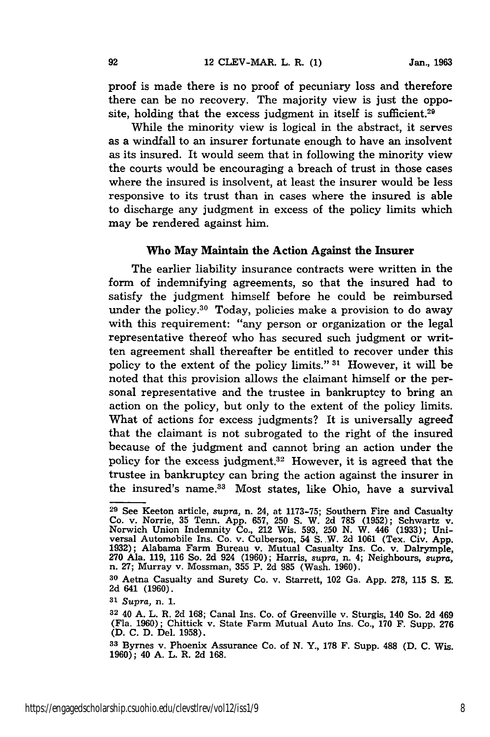proof is made there is no proof of pecuniary loss and therefore there can be no recovery. The majority view is just the opposite, holding that the excess judgment in itself is sufficient.[29]

While the minority view is logical in the abstract, it serves as a windfall to an insurer fortunate enough to have an insolvent as its insured. It would seem that in following the minority view the courts would be encouraging a breach of trust in those cases where the insured is insolvent, at least the insurer would be less responsive to its trust than in cases where the insured is able to discharge any judgment in excess of the policy limits which may be rendered against him.

### Who May Maintain the Action Against the Insurer

The earlier liability insurance contracts were written in the form of indemnifying agreements, so that the insured had to satisfy the judgment himself before he could be reimbursed under the policy.[30] Today, policies make a provision to do away with this requirement: "any person or organization or the legal representative thereof who has secured such judgment or written agreement shall thereafter be entitled to recover under this policy to the extent of the policy limits."[31] However, it will be noted that this provision allows the claimant himself or the personal representative and the trustee in bankruptcy to bring an action on the policy, but only to the extent of the policy limits. What of actions for excess judgments? It is universally agreed that the claimant is not subrogated to the right of the insured because of the judgment and cannot bring an action under the policy for the excess judgment.[32] However, it is agreed that the trustee in bankruptcy can bring the action against the insurer in the insured's name.[33] Most states, like Ohio, have a survival

---

[29] See Keeton article, *supra*, n. 24, at 1173-75; Southern Fire and Casualty Co. v. Norrie, 35 Tenn. App. 657, 250 S. W. 2d 785 (1952); Schwartz v. Norwich Union Indemnity Co., 212 Wis. 593, 250 N. W. 446 (1933); Universal Automobile Ins. Co. v. Culberson, 54 S. W. 2d 1061 (Tex. Civ. App. 1932); Alabama Farm Bureau v. Mutual Casualty Ins. Co. v. Dalrymple, 270 Ala. 119, 116 So. 2d 924 (1960); Harris, *supra*, n. 4; Neighbours, *supra*, n. 27; Murray v. Mossman, 355 P. 2d 985 (Wash. 1960).

[30] Aetna Casualty and Surety Co. v. Starrett, 102 Ga. App. 278, 115 S. E. 2d 641 (1960).

[31] *Supra*, n. 1.

[32] 40 A. L. R. 2d 168; Canal Ins. Co. of Greenville v. Sturgis, 140 So. 2d 469 (Fla. 1960); Chittick v. State Farm Mutual Auto Ins. Co., 170 F. Supp. 276 (D. C. D. Del. 1958).

[33] Byrnes v. Phoenix Assurance Co. of N. Y., 178 F. Supp. 488 (D. C. Wis. 1960); 40 A. L. R. 2d 168.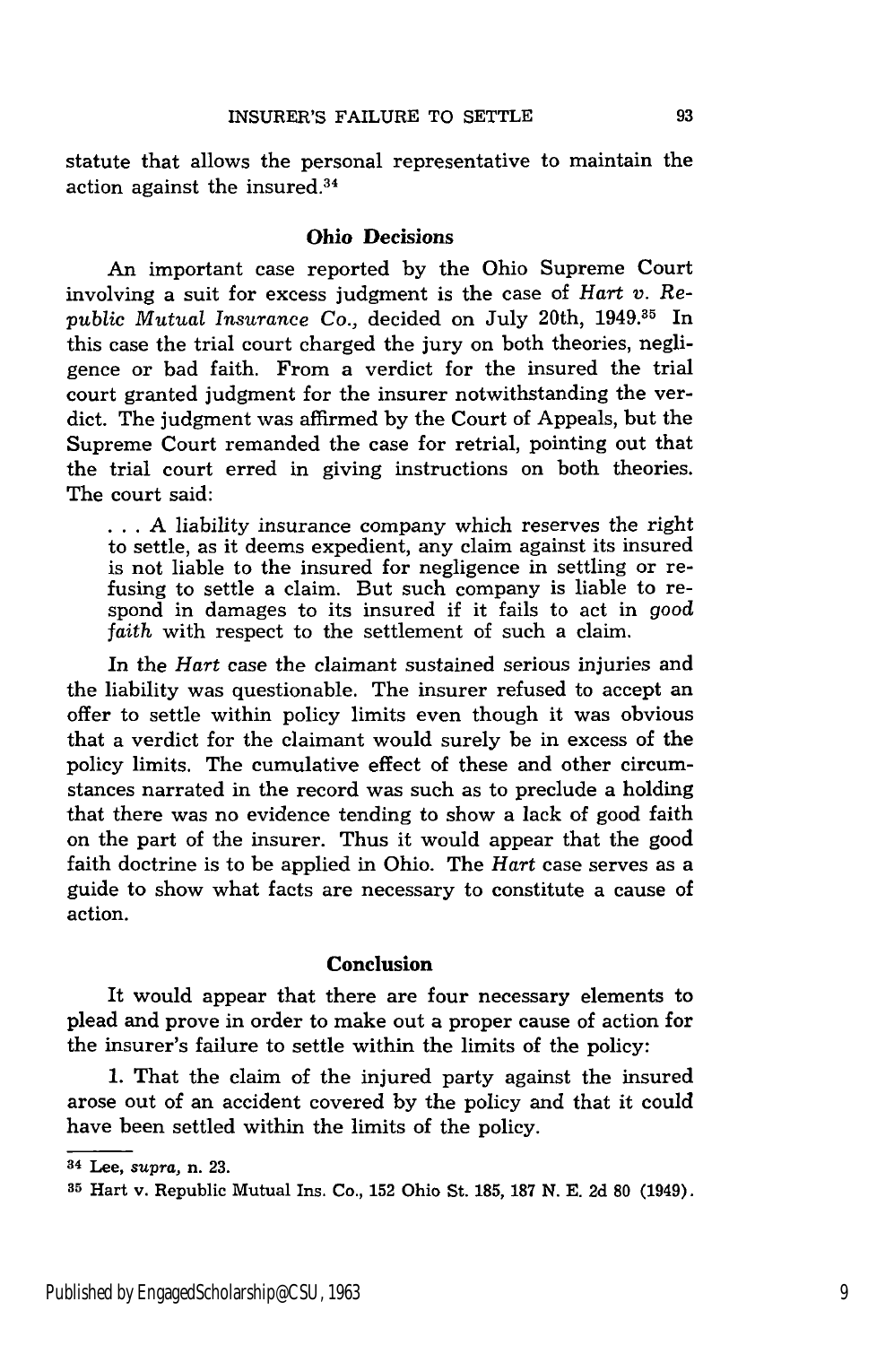statute that allows the personal representative to maintain the action against the insured.[34]

### Ohio Decisions

An important case reported by the Ohio Supreme Court involving a suit for excess judgment is the case of *Hart v. Republic Mutual Insurance Co.*, decided on July 20th, 1949.[35] In this case the trial court charged the jury on both theories, negligence or bad faith. From a verdict for the insured the trial court granted judgment for the insurer notwithstanding the verdict. The judgment was affirmed by the Court of Appeals, but the Supreme Court remanded the case for retrial, pointing out that the trial court erred in giving instructions on both theories. The court said:

> . . . A liability insurance company which reserves the right to settle, as it deems expedient, any claim against its insured is not liable to the insured for negligence in settling or refusing to settle a claim. But such company is liable to respond in damages to its insured if it fails to act in *good faith* with respect to the settlement of such a claim.

In the *Hart* case the claimant sustained serious injuries and the liability was questionable. The insurer refused to accept an offer to settle within policy limits even though it was obvious that a verdict for the claimant would surely be in excess of the policy limits. The cumulative effect of these and other circumstances narrated in the record was such as to preclude a holding that there was no evidence tending to show a lack of good faith on the part of the insurer. Thus it would appear that the good faith doctrine is to be applied in Ohio. The *Hart* case serves as a guide to show what facts are necessary to constitute a cause of action.

### Conclusion

It would appear that there are four necessary elements to plead and prove in order to make out a proper cause of action for the insurer's failure to settle within the limits of the policy:

1. That the claim of the injured party against the insured arose out of an accident covered by the policy and that it could have been settled within the limits of the policy.

---

[34] Lee, *supra*, n. 23.

[35] Hart v. Republic Mutual Ins. Co., 152 Ohio St. 185, 187 N. E. 2d 80 (1949).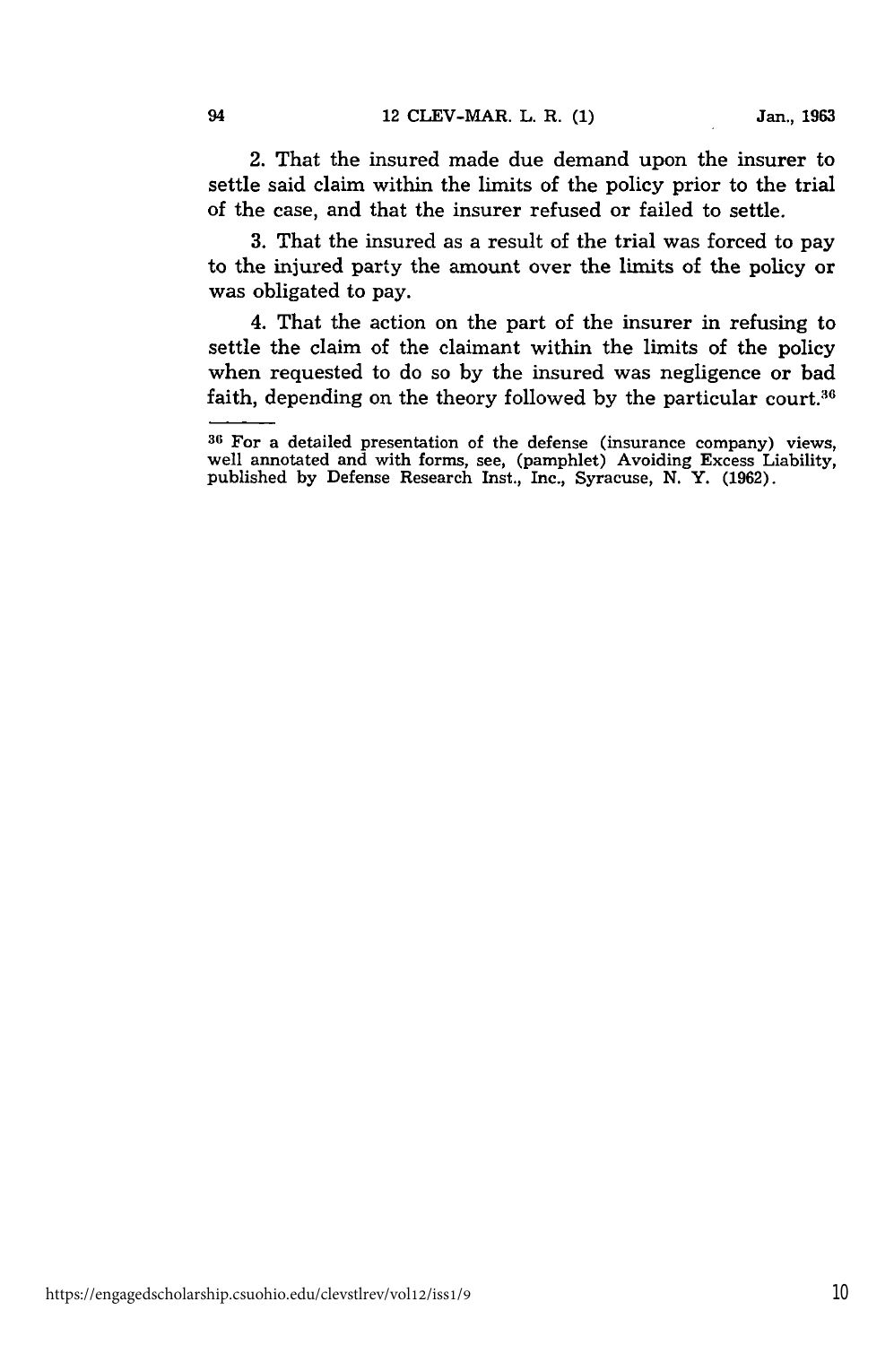2. That the insured made due demand upon the insurer to settle said claim within the limits of the policy prior to the trial of the case, and that the insurer refused or failed to settle.

3. That the insured as a result of the trial was forced to pay to the injured party the amount over the limits of the policy or was obligated to pay.

4. That the action on the part of the insurer in refusing to settle the claim of the claimant within the limits of the policy when requested to do so by the insured was negligence or bad faith, depending on the theory followed by the particular court.[36]

---

[36] For a detailed presentation of the defense (insurance company) views, well annotated and with forms, see, (pamphlet) Avoiding Excess Liability, published by Defense Research Inst., Inc., Syracuse, N. Y. (1962).